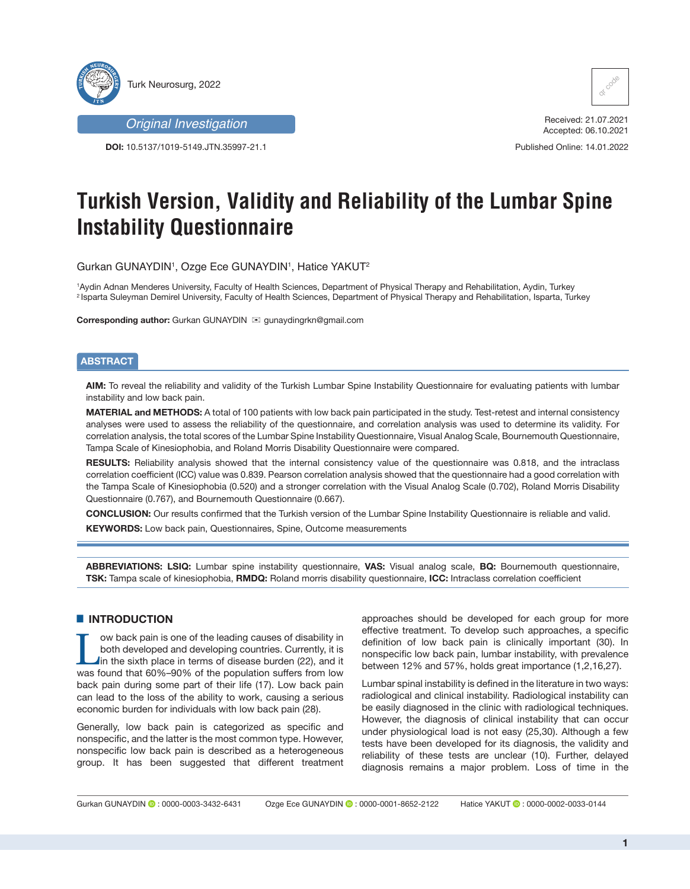Original Investigation

DOI: 10.5137/1019-5149.JTN.35997-21.1

Received: 21.07.2021
Accepted: 06.10.2021

Published Online: 14.01.2022

# Turkish Version, Validity and Reliability of the Lumbar Spine Instability Questionnaire

Gurkan GUNAYDIN[1], Ozge Ece GUNAYDIN[1], Hatice YAKUT[2]

[1]Aydin Adnan Menderes University, Faculty of Health Sciences, Department of Physical Therapy and Rehabilitation, Aydin, Turkey
[2]Isparta Suleyman Demirel University, Faculty of Health Sciences, Department of Physical Therapy and Rehabilitation, Isparta, Turkey

**Corresponding author:** Gurkan GUNAYDIN ✉ gunaydingrkn@gmail.com

## ABSTRACT

**AIM:** To reveal the reliability and validity of the Turkish Lumbar Spine Instability Questionnaire for evaluating patients with lumbar instability and low back pain.

**MATERIAL and METHODS:** A total of 100 patients with low back pain participated in the study. Test-retest and internal consistency analyses were used to assess the reliability of the questionnaire, and correlation analysis was used to determine its validity. For correlation analysis, the total scores of the Lumbar Spine Instability Questionnaire, Visual Analog Scale, Bournemouth Questionnaire, Tampa Scale of Kinesiophobia, and Roland Morris Disability Questionnaire were compared.

**RESULTS:** Reliability analysis showed that the internal consistency value of the questionnaire was 0.818, and the intraclass correlation coefficient (ICC) value was 0.839. Pearson correlation analysis showed that the questionnaire had a good correlation with the Tampa Scale of Kinesiophobia (0.520) and a stronger correlation with the Visual Analog Scale (0.702), Roland Morris Disability Questionnaire (0.767), and Bournemouth Questionnaire (0.667).

**CONCLUSION:** Our results confirmed that the Turkish version of the Lumbar Spine Instability Questionnaire is reliable and valid.

**KEYWORDS:** Low back pain, Questionnaires, Spine, Outcome measurements

**ABBREVIATIONS: LSIQ:** Lumbar spine instability questionnaire, **VAS:** Visual analog scale, **BQ:** Bournemouth questionnaire, **TSK:** Tampa scale of kinesiophobia, **RMDQ:** Roland morris disability questionnaire, **ICC:** Intraclass correlation coefficient

## INTRODUCTION

Low back pain is one of the leading causes of disability in both developed and developing countries. Currently, it is in the sixth place in terms of disease burden (22), and it was found that 60%–90% of the population suffers from low back pain during some part of their life (17). Low back pain can lead to the loss of the ability to work, causing a serious economic burden for individuals with low back pain (28).

Generally, low back pain is categorized as specific and nonspecific, and the latter is the most common type. However, nonspecific low back pain is described as a heterogeneous group. It has been suggested that different treatment approaches should be developed for each group for more effective treatment. To develop such approaches, a specific definition of low back pain is clinically important (30). In nonspecific low back pain, lumbar instability, with prevalence between 12% and 57%, holds great importance (1,2,16,27).

Lumbar spinal instability is defined in the literature in two ways: radiological and clinical instability. Radiological instability can be easily diagnosed in the clinic with radiological techniques. However, the diagnosis of clinical instability that can occur under physiological load is not easy (25,30). Although a few tests have been developed for its diagnosis, the validity and reliability of these tests are unclear (10). Further, delayed diagnosis remains a major problem. Loss of time in the

Gurkan GUNAYDIN : 0000-0003-3432-6431 Ozge Ece GUNAYDIN : 0000-0001-8652-2122 Hatice YAKUT : 0000-0002-0033-0144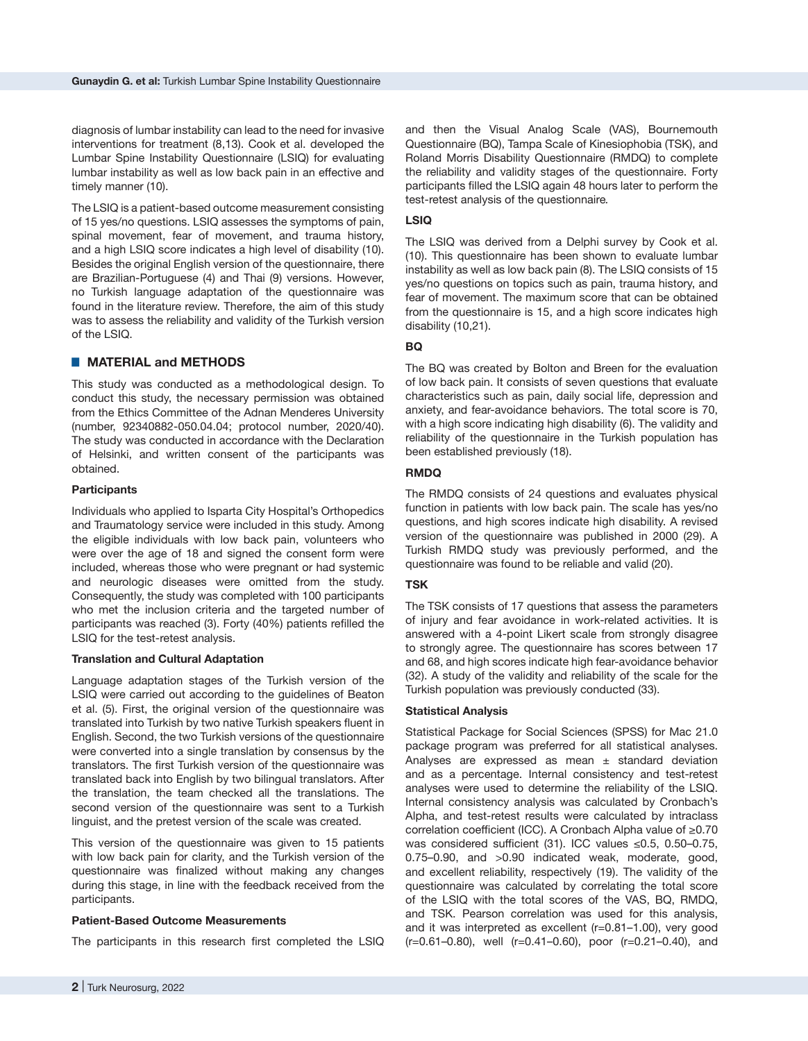diagnosis of lumbar instability can lead to the need for invasive interventions for treatment (8,13). Cook et al. developed the Lumbar Spine Instability Questionnaire (LSIQ) for evaluating lumbar instability as well as low back pain in an effective and timely manner (10).

The LSIQ is a patient-based outcome measurement consisting of 15 yes/no questions. LSIQ assesses the symptoms of pain, spinal movement, fear of movement, and trauma history, and a high LSIQ score indicates a high level of disability (10). Besides the original English version of the questionnaire, there are Brazilian-Portuguese (4) and Thai (9) versions. However, no Turkish language adaptation of the questionnaire was found in the literature review. Therefore, the aim of this study was to assess the reliability and validity of the Turkish version of the LSIQ.

## MATERIAL and METHODS

This study was conducted as a methodological design. To conduct this study, the necessary permission was obtained from the Ethics Committee of the Adnan Menderes University (number, 92340882-050.04.04; protocol number, 2020/40). The study was conducted in accordance with the Declaration of Helsinki, and written consent of the participants was obtained.

### Participants

Individuals who applied to Isparta City Hospital's Orthopedics and Traumatology service were included in this study. Among the eligible individuals with low back pain, volunteers who were over the age of 18 and signed the consent form were included, whereas those who were pregnant or had systemic and neurologic diseases were omitted from the study. Consequently, the study was completed with 100 participants who met the inclusion criteria and the targeted number of participants was reached (3). Forty (40%) patients refilled the LSIQ for the test-retest analysis.

### Translation and Cultural Adaptation

Language adaptation stages of the Turkish version of the LSIQ were carried out according to the guidelines of Beaton et al. (5). First, the original version of the questionnaire was translated into Turkish by two native Turkish speakers fluent in English. Second, the two Turkish versions of the questionnaire were converted into a single translation by consensus by the translators. The first Turkish version of the questionnaire was translated back into English by two bilingual translators. After the translation, the team checked all the translations. The second version of the questionnaire was sent to a Turkish linguist, and the pretest version of the scale was created.

This version of the questionnaire was given to 15 patients with low back pain for clarity, and the Turkish version of the questionnaire was finalized without making any changes during this stage, in line with the feedback received from the participants.

### Patient-Based Outcome Measurements

The participants in this research first completed the LSIQ and then the Visual Analog Scale (VAS), Bournemouth Questionnaire (BQ), Tampa Scale of Kinesiophobia (TSK), and Roland Morris Disability Questionnaire (RMDQ) to complete the reliability and validity stages of the questionnaire. Forty participants filled the LSIQ again 48 hours later to perform the test-retest analysis of the questionnaire.

### LSIQ

The LSIQ was derived from a Delphi survey by Cook et al. (10). This questionnaire has been shown to evaluate lumbar instability as well as low back pain (8). The LSIQ consists of 15 yes/no questions on topics such as pain, trauma history, and fear of movement. The maximum score that can be obtained from the questionnaire is 15, and a high score indicates high disability (10,21).

### BQ

The BQ was created by Bolton and Breen for the evaluation of low back pain. It consists of seven questions that evaluate characteristics such as pain, daily social life, depression and anxiety, and fear-avoidance behaviors. The total score is 70, with a high score indicating high disability (6). The validity and reliability of the questionnaire in the Turkish population has been established previously (18).

### RMDQ

The RMDQ consists of 24 questions and evaluates physical function in patients with low back pain. The scale has yes/no questions, and high scores indicate high disability. A revised version of the questionnaire was published in 2000 (29). A Turkish RMDQ study was previously performed, and the questionnaire was found to be reliable and valid (20).

### TSK

The TSK consists of 17 questions that assess the parameters of injury and fear avoidance in work-related activities. It is answered with a 4-point Likert scale from strongly disagree to strongly agree. The questionnaire has scores between 17 and 68, and high scores indicate high fear-avoidance behavior (32). A study of the validity and reliability of the scale for the Turkish population was previously conducted (33).

### Statistical Analysis

Statistical Package for Social Sciences (SPSS) for Mac 21.0 package program was preferred for all statistical analyses. Analyses are expressed as mean ± standard deviation and as a percentage. Internal consistency and test-retest analyses were used to determine the reliability of the LSIQ. Internal consistency analysis was calculated by Cronbach's Alpha, and test-retest results were calculated by intraclass correlation coefficient (ICC). A Cronbach Alpha value of ≥0.70 was considered sufficient (31). ICC values ≤0.5, 0.50–0.75, 0.75–0.90, and >0.90 indicated weak, moderate, good, and excellent reliability, respectively (19). The validity of the questionnaire was calculated by correlating the total score of the LSIQ with the total scores of the VAS, BQ, RMDQ, and TSK. Pearson correlation was used for this analysis, and it was interpreted as excellent (r=0.81–1.00), very good (r=0.61–0.80), well (r=0.41–0.60), poor (r=0.21–0.40), and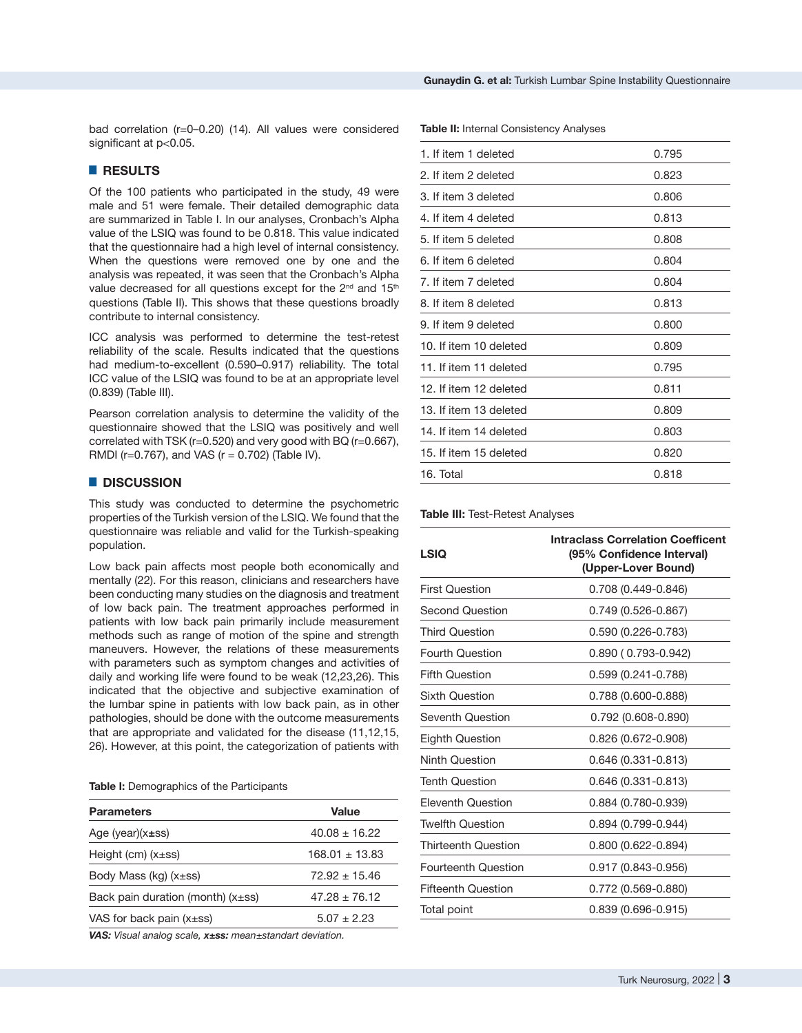bad correlation (r=0–0.20) (14). All values were considered significant at p<0.05.

## RESULTS

Of the 100 patients who participated in the study, 49 were male and 51 were female. Their detailed demographic data are summarized in Table I. In our analyses, Cronbach's Alpha value of the LSIQ was found to be 0.818. This value indicated that the questionnaire had a high level of internal consistency. When the questions were removed one by one and the analysis was repeated, it was seen that the Cronbach's Alpha value decreased for all questions except for the 2nd and 15th questions (Table II). This shows that these questions broadly contribute to internal consistency.

ICC analysis was performed to determine the test-retest reliability of the scale. Results indicated that the questions had medium-to-excellent (0.590–0.917) reliability. The total ICC value of the LSIQ was found to be at an appropriate level (0.839) (Table III).

Pearson correlation analysis to determine the validity of the questionnaire showed that the LSIQ was positively and well correlated with TSK (r=0.520) and very good with BQ (r=0.667), RMDI (r=0.767), and VAS (r = 0.702) (Table IV).

## DISCUSSION

This study was conducted to determine the psychometric properties of the Turkish version of the LSIQ. We found that the questionnaire was reliable and valid for the Turkish-speaking population.

Low back pain affects most people both economically and mentally (22). For this reason, clinicians and researchers have been conducting many studies on the diagnosis and treatment of low back pain. The treatment approaches performed in patients with low back pain primarily include measurement methods such as range of motion of the spine and strength maneuvers. However, the relations of these measurements with parameters such as symptom changes and activities of daily and working life were found to be weak (12,23,26). This indicated that the objective and subjective examination of the lumbar spine in patients with low back pain, as in other pathologies, should be done with the outcome measurements that are appropriate and validated for the disease (11,12,15, 26). However, at this point, the categorization of patients with

**Table I:** Demographics of the Participants

| Parameters | Value |
|---|---|
| Age (year)(x±ss) | 40.08 ± 16.22 |
| Height (cm) (x±ss) | 168.01 ± 13.83 |
| Body Mass (kg) (x±ss) | 72.92 ± 15.46 |
| Back pain duration (month) (x±ss) | 47.28 ± 76.12 |
| VAS for back pain (x±ss) | 5.07 ± 2.23 |

***VAS:** Visual analog scale, **x±ss:** mean±standart deviation.*

**Table II:** Internal Consistency Analyses

| | |
|---|---|
| 1. If item 1 deleted | 0.795 |
| 2. If item 2 deleted | 0.823 |
| 3. If item 3 deleted | 0.806 |
| 4. If item 4 deleted | 0.813 |
| 5. If item 5 deleted | 0.808 |
| 6. If item 6 deleted | 0.804 |
| 7. If item 7 deleted | 0.804 |
| 8. If item 8 deleted | 0.813 |
| 9. If item 9 deleted | 0.800 |
| 10. If item 10 deleted | 0.809 |
| 11. If item 11 deleted | 0.795 |
| 12. If item 12 deleted | 0.811 |
| 13. If item 13 deleted | 0.809 |
| 14. If item 14 deleted | 0.803 |
| 15. If item 15 deleted | 0.820 |
| 16. Total | 0.818 |

**Table III:** Test-Retest Analyses

| LSIQ | Intraclass Correlation Coefficent (95% Confidence Interval) (Upper-Lover Bound) |
|---|---|
| First Question | 0.708 (0.449-0.846) |
| Second Question | 0.749 (0.526-0.867) |
| Third Question | 0.590 (0.226-0.783) |
| Fourth Question | 0.890 ( 0.793-0.942) |
| Fifth Question | 0.599 (0.241-0.788) |
| Sixth Question | 0.788 (0.600-0.888) |
| Seventh Question | 0.792 (0.608-0.890) |
| Eighth Question | 0.826 (0.672-0.908) |
| Ninth Question | 0.646 (0.331-0.813) |
| Tenth Question | 0.646 (0.331-0.813) |
| Eleventh Question | 0.884 (0.780-0.939) |
| Twelfth Question | 0.894 (0.799-0.944) |
| Thirteenth Question | 0.800 (0.622-0.894) |
| Fourteenth Question | 0.917 (0.843-0.956) |
| Fifteenth Question | 0.772 (0.569-0.880) |
| Total point | 0.839 (0.696-0.915) |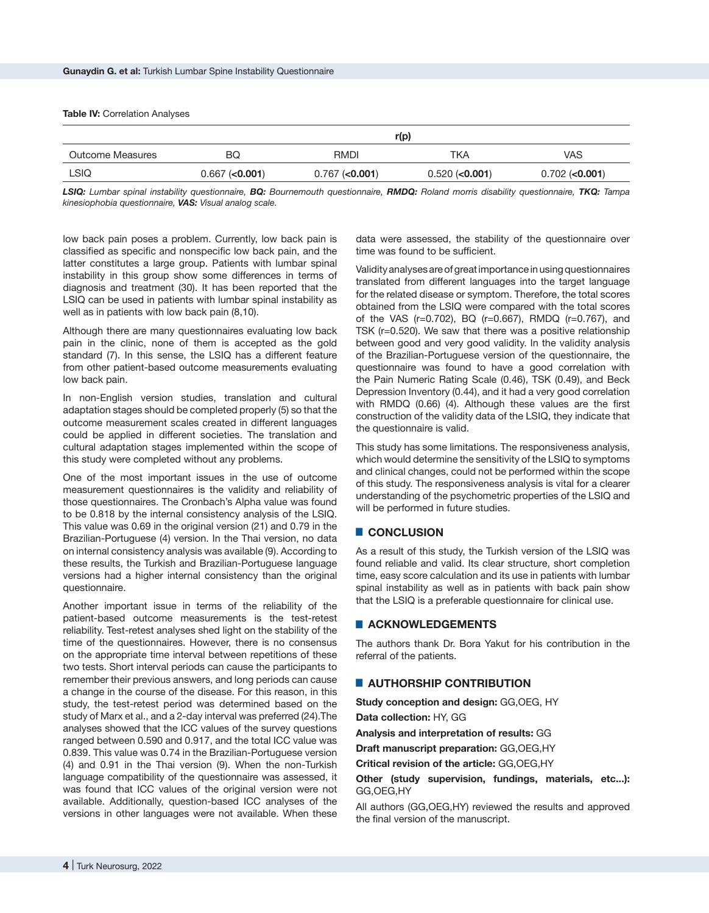**Table IV:** Correlation Analyses

| | r(p) | | | |
|---|---|---|---|---|
| Outcome Measures | BQ | RMDI | TKA | VAS |
| LSIQ | 0.667 (**<0.001**) | 0.767 (**<0.001**) | 0.520 (**<0.001**) | 0.702 (**<0.001**) |

***LSIQ:** Lumbar spinal instability questionnaire, **BQ:** Bournemouth questionnaire, **RMDQ:** Roland morris disability questionnaire, **TKQ:** Tampa kinesiophobia questionnaire, **VAS:** Visual analog scale.*

low back pain poses a problem. Currently, low back pain is classified as specific and nonspecific low back pain, and the latter constitutes a large group. Patients with lumbar spinal instability in this group show some differences in terms of diagnosis and treatment (30). It has been reported that the LSIQ can be used in patients with lumbar spinal instability as well as in patients with low back pain (8,10).

Although there are many questionnaires evaluating low back pain in the clinic, none of them is accepted as the gold standard (7). In this sense, the LSIQ has a different feature from other patient-based outcome measurements evaluating low back pain.

In non-English version studies, translation and cultural adaptation stages should be completed properly (5) so that the outcome measurement scales created in different languages could be applied in different societies. The translation and cultural adaptation stages implemented within the scope of this study were completed without any problems.

One of the most important issues in the use of outcome measurement questionnaires is the validity and reliability of those questionnaires. The Cronbach's Alpha value was found to be 0.818 by the internal consistency analysis of the LSIQ. This value was 0.69 in the original version (21) and 0.79 in the Brazilian-Portuguese (4) version. In the Thai version, no data on internal consistency analysis was available (9). According to these results, the Turkish and Brazilian-Portuguese language versions had a higher internal consistency than the original questionnaire.

Another important issue in terms of the reliability of the patient-based outcome measurements is the test-retest reliability. Test-retest analyses shed light on the stability of the time of the questionnaires. However, there is no consensus on the appropriate time interval between repetitions of these two tests. Short interval periods can cause the participants to remember their previous answers, and long periods can cause a change in the course of the disease. For this reason, in this study, the test-retest period was determined based on the study of Marx et al., and a 2-day interval was preferred (24).The analyses showed that the ICC values of the survey questions ranged between 0.590 and 0.917, and the total ICC value was 0.839. This value was 0.74 in the Brazilian-Portuguese version (4) and 0.91 in the Thai version (9). When the non-Turkish language compatibility of the questionnaire was assessed, it was found that ICC values of the original version were not available. Additionally, question-based ICC analyses of the versions in other languages were not available. When these data were assessed, the stability of the questionnaire over time was found to be sufficient.

Validity analyses are of great importance in using questionnaires translated from different languages into the target language for the related disease or symptom. Therefore, the total scores obtained from the LSIQ were compared with the total scores of the VAS (r=0.702), BQ (r=0.667), RMDQ (r=0.767), and TSK (r=0.520). We saw that there was a positive relationship between good and very good validity. In the validity analysis of the Brazilian-Portuguese version of the questionnaire, the questionnaire was found to have a good correlation with the Pain Numeric Rating Scale (0.46), TSK (0.49), and Beck Depression Inventory (0.44), and it had a very good correlation with RMDQ (0.66) (4). Although these values are the first construction of the validity data of the LSIQ, they indicate that the questionnaire is valid.

This study has some limitations. The responsiveness analysis, which would determine the sensitivity of the LSIQ to symptoms and clinical changes, could not be performed within the scope of this study. The responsiveness analysis is vital for a clearer understanding of the psychometric properties of the LSIQ and will be performed in future studies.

## CONCLUSION

As a result of this study, the Turkish version of the LSIQ was found reliable and valid. Its clear structure, short completion time, easy score calculation and its use in patients with lumbar spinal instability as well as in patients with back pain show that the LSIQ is a preferable questionnaire for clinical use.

## ACKNOWLEDGEMENTS

The authors thank Dr. Bora Yakut for his contribution in the referral of the patients.

## AUTHORSHIP CONTRIBUTION

**Study conception and design:** GG,OEG, HY

**Data collection:** HY, GG

**Analysis and interpretation of results:** GG

**Draft manuscript preparation:** GG,OEG,HY

**Critical revision of the article:** GG,OEG,HY

**Other (study supervision, fundings, materials, etc...):** GG,OEG,HY

All authors (GG,OEG,HY) reviewed the results and approved the final version of the manuscript.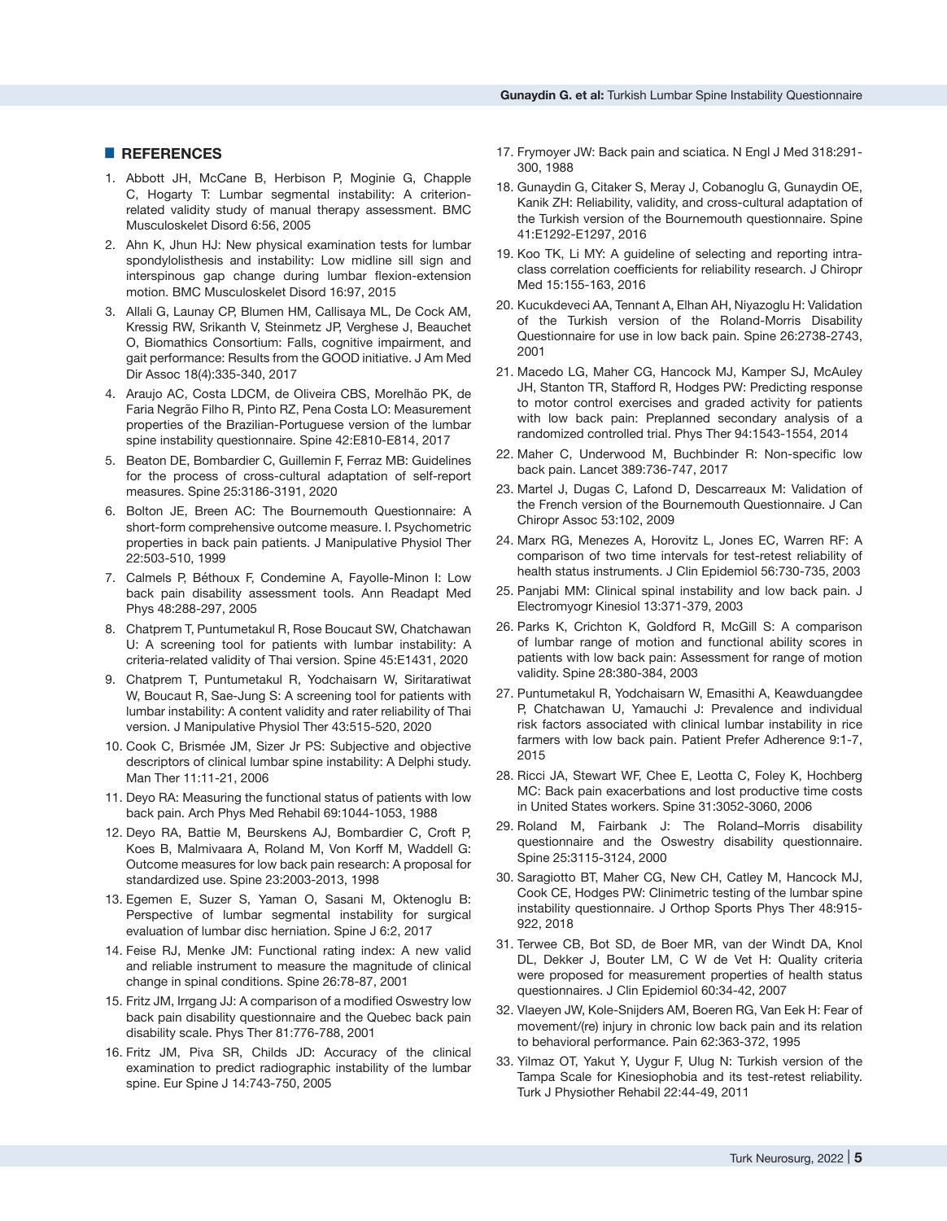## REFERENCES

1. Abbott JH, McCane B, Herbison P, Moginie G, Chapple C, Hogarty T: Lumbar segmental instability: A criterion-related validity study of manual therapy assessment. BMC Musculoskelet Disord 6:56, 2005
2. Ahn K, Jhun HJ: New physical examination tests for lumbar spondylolisthesis and instability: Low midline sill sign and interspinous gap change during lumbar flexion-extension motion. BMC Musculoskelet Disord 16:97, 2015
3. Allali G, Launay CP, Blumen HM, Callisaya ML, De Cock AM, Kressig RW, Srikanth V, Steinmetz JP, Verghese J, Beauchet O, Biomathics Consortium: Falls, cognitive impairment, and gait performance: Results from the GOOD initiative. J Am Med Dir Assoc 18(4):335-340, 2017
4. Araujo AC, Costa LDCM, de Oliveira CBS, Morelhão PK, de Faria Negrão Filho R, Pinto RZ, Pena Costa LO: Measurement properties of the Brazilian-Portuguese version of the lumbar spine instability questionnaire. Spine 42:E810-E814, 2017
5. Beaton DE, Bombardier C, Guillemin F, Ferraz MB: Guidelines for the process of cross-cultural adaptation of self-report measures. Spine 25:3186-3191, 2020
6. Bolton JE, Breen AC: The Bournemouth Questionnaire: A short-form comprehensive outcome measure. I. Psychometric properties in back pain patients. J Manipulative Physiol Ther 22:503-510, 1999
7. Calmels P, Béthoux F, Condemine A, Fayolle-Minon I: Low back pain disability assessment tools. Ann Readapt Med Phys 48:288-297, 2005
8. Chatprem T, Puntumetakul R, Rose Boucaut SW, Chatchawan U: A screening tool for patients with lumbar instability: A criteria-related validity of Thai version. Spine 45:E1431, 2020
9. Chatprem T, Puntumetakul R, Yodchaisarn W, Siritaratiwat W, Boucaut R, Sae-Jung S: A screening tool for patients with lumbar instability: A content validity and rater reliability of Thai version. J Manipulative Physiol Ther 43:515-520, 2020
10. Cook C, Brismée JM, Sizer Jr PS: Subjective and objective descriptors of clinical lumbar spine instability: A Delphi study. Man Ther 11:11-21, 2006
11. Deyo RA: Measuring the functional status of patients with low back pain. Arch Phys Med Rehabil 69:1044-1053, 1988
12. Deyo RA, Battie M, Beurskens AJ, Bombardier C, Croft P, Koes B, Malmivaara A, Roland M, Von Korff M, Waddell G: Outcome measures for low back pain research: A proposal for standardized use. Spine 23:2003-2013, 1998
13. Egemen E, Suzer S, Yaman O, Sasani M, Oktenoglu B: Perspective of lumbar segmental instability for surgical evaluation of lumbar disc herniation. Spine J 6:2, 2017
14. Feise RJ, Menke JM: Functional rating index: A new valid and reliable instrument to measure the magnitude of clinical change in spinal conditions. Spine 26:78-87, 2001
15. Fritz JM, Irrgang JJ: A comparison of a modified Oswestry low back pain disability questionnaire and the Quebec back pain disability scale. Phys Ther 81:776-788, 2001
16. Fritz JM, Piva SR, Childs JD: Accuracy of the clinical examination to predict radiographic instability of the lumbar spine. Eur Spine J 14:743-750, 2005
17. Frymoyer JW: Back pain and sciatica. N Engl J Med 318:291-300, 1988
18. Gunaydin G, Citaker S, Meray J, Cobanoglu G, Gunaydin OE, Kanik ZH: Reliability, validity, and cross-cultural adaptation of the Turkish version of the Bournemouth questionnaire. Spine 41:E1292-E1297, 2016
19. Koo TK, Li MY: A guideline of selecting and reporting intra-class correlation coefficients for reliability research. J Chiropr Med 15:155-163, 2016
20. Kucukdeveci AA, Tennant A, Elhan AH, Niyazoglu H: Validation of the Turkish version of the Roland-Morris Disability Questionnaire for use in low back pain. Spine 26:2738-2743, 2001
21. Macedo LG, Maher CG, Hancock MJ, Kamper SJ, McAuley JH, Stanton TR, Stafford R, Hodges PW: Predicting response to motor control exercises and graded activity for patients with low back pain: Preplanned secondary analysis of a randomized controlled trial. Phys Ther 94:1543-1554, 2014
22. Maher C, Underwood M, Buchbinder R: Non-specific low back pain. Lancet 389:736-747, 2017
23. Martel J, Dugas C, Lafond D, Descarreaux M: Validation of the French version of the Bournemouth Questionnaire. J Can Chiropr Assoc 53:102, 2009
24. Marx RG, Menezes A, Horovitz L, Jones EC, Warren RF: A comparison of two time intervals for test-retest reliability of health status instruments. J Clin Epidemiol 56:730-735, 2003
25. Panjabi MM: Clinical spinal instability and low back pain. J Electromyogr Kinesiol 13:371-379, 2003
26. Parks K, Crichton K, Goldford R, McGill S: A comparison of lumbar range of motion and functional ability scores in patients with low back pain: Assessment for range of motion validity. Spine 28:380-384, 2003
27. Puntumetakul R, Yodchaisarn W, Emasithi A, Keawduangdee P, Chatchawan U, Yamauchi J: Prevalence and individual risk factors associated with clinical lumbar instability in rice farmers with low back pain. Patient Prefer Adherence 9:1-7, 2015
28. Ricci JA, Stewart WF, Chee E, Leotta C, Foley K, Hochberg MC: Back pain exacerbations and lost productive time costs in United States workers. Spine 31:3052-3060, 2006
29. Roland M, Fairbank J: The Roland–Morris disability questionnaire and the Oswestry disability questionnaire. Spine 25:3115-3124, 2000
30. Saragiotto BT, Maher CG, New CH, Catley M, Hancock MJ, Cook CE, Hodges PW: Clinimetric testing of the lumbar spine instability questionnaire. J Orthop Sports Phys Ther 48:915-922, 2018
31. Terwee CB, Bot SD, de Boer MR, van der Windt DA, Knol DL, Dekker J, Bouter LM, C W de Vet H: Quality criteria were proposed for measurement properties of health status questionnaires. J Clin Epidemiol 60:34-42, 2007
32. Vlaeyen JW, Kole-Snijders AM, Boeren RG, Van Eek H: Fear of movement/(re) injury in chronic low back pain and its relation to behavioral performance. Pain 62:363-372, 1995
33. Yilmaz OT, Yakut Y, Uygur F, Ulug N: Turkish version of the Tampa Scale for Kinesiophobia and its test-retest reliability. Turk J Physiother Rehabil 22:44-49, 2011